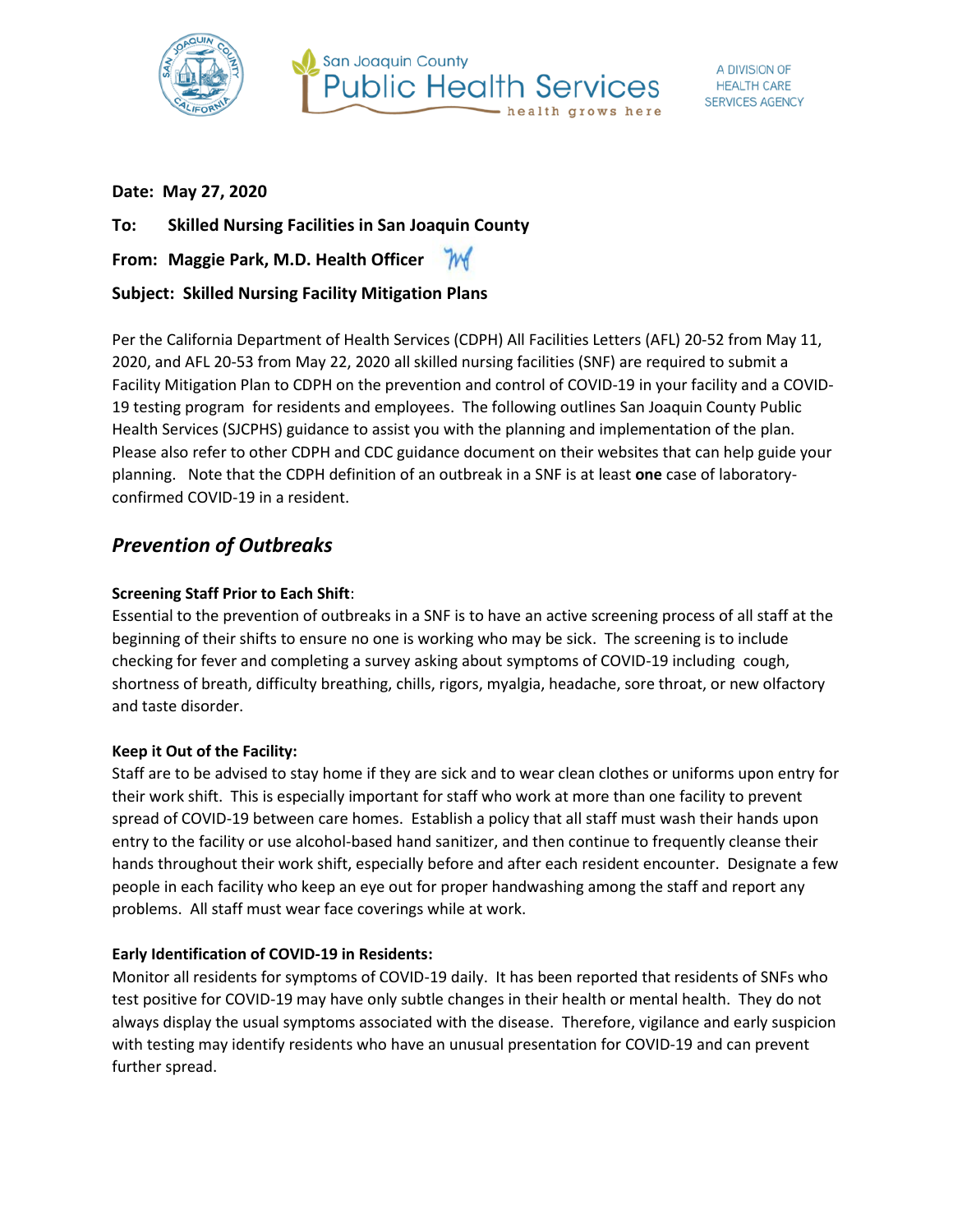San Joaquin County Public Health Services — health grows here

A DIVISION OF HEALTH CARE SERVICES AGENCY

**Date: May 27, 2020**

**To: Skilled Nursing Facilities in San Joaquin County**

**From: Maggie Park, M.D. Health Officer**

**Subject: Skilled Nursing Facility Mitigation Plans**

Per the California Department of Health Services (CDPH) All Facilities Letters (AFL) 20-52 from May 11, 2020, and AFL 20-53 from May 22, 2020 all skilled nursing facilities (SNF) are required to submit a Facility Mitigation Plan to CDPH on the prevention and control of COVID-19 in your facility and a COVID-19 testing program for residents and employees. The following outlines San Joaquin County Public Health Services (SJCPHS) guidance to assist you with the planning and implementation of the plan. Please also refer to other CDPH and CDC guidance document on their websites that can help guide your planning. Note that the CDPH definition of an outbreak in a SNF is at least **one** case of laboratory-confirmed COVID-19 in a resident.

## *Prevention of Outbreaks*

**Screening Staff Prior to Each Shift**:
Essential to the prevention of outbreaks in a SNF is to have an active screening process of all staff at the beginning of their shifts to ensure no one is working who may be sick. The screening is to include checking for fever and completing a survey asking about symptoms of COVID-19 including cough, shortness of breath, difficulty breathing, chills, rigors, myalgia, headache, sore throat, or new olfactory and taste disorder.

**Keep it Out of the Facility:**
Staff are to be advised to stay home if they are sick and to wear clean clothes or uniforms upon entry for their work shift. This is especially important for staff who work at more than one facility to prevent spread of COVID-19 between care homes. Establish a policy that all staff must wash their hands upon entry to the facility or use alcohol-based hand sanitizer, and then continue to frequently cleanse their hands throughout their work shift, especially before and after each resident encounter. Designate a few people in each facility who keep an eye out for proper handwashing among the staff and report any problems. All staff must wear face coverings while at work.

**Early Identification of COVID-19 in Residents:**
Monitor all residents for symptoms of COVID-19 daily. It has been reported that residents of SNFs who test positive for COVID-19 may have only subtle changes in their health or mental health. They do not always display the usual symptoms associated with the disease. Therefore, vigilance and early suspicion with testing may identify residents who have an unusual presentation for COVID-19 and can prevent further spread.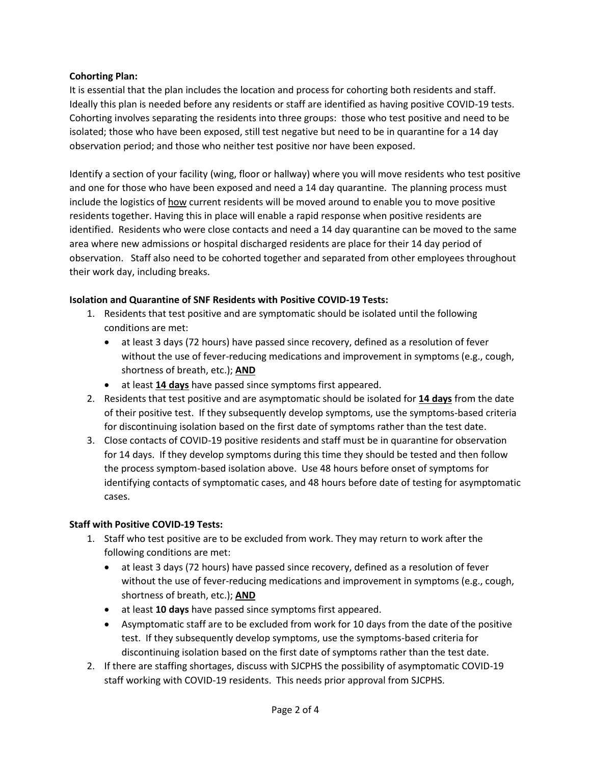**Cohorting Plan:**

It is essential that the plan includes the location and process for cohorting both residents and staff. Ideally this plan is needed before any residents or staff are identified as having positive COVID-19 tests. Cohorting involves separating the residents into three groups: those who test positive and need to be isolated; those who have been exposed, still test negative but need to be in quarantine for a 14 day observation period; and those who neither test positive nor have been exposed.

Identify a section of your facility (wing, floor or hallway) where you will move residents who test positive and one for those who have been exposed and need a 14 day quarantine. The planning process must include the logistics of how current residents will be moved around to enable you to move positive residents together. Having this in place will enable a rapid response when positive residents are identified. Residents who were close contacts and need a 14 day quarantine can be moved to the same area where new admissions or hospital discharged residents are place for their 14 day period of observation. Staff also need to be cohorted together and separated from other employees throughout their work day, including breaks.

**Isolation and Quarantine of SNF Residents with Positive COVID-19 Tests:**

1. Residents that test positive and are symptomatic should be isolated until the following conditions are met:
   - at least 3 days (72 hours) have passed since recovery, defined as a resolution of fever without the use of fever-reducing medications and improvement in symptoms (e.g., cough, shortness of breath, etc.); **AND**
   - at least **14 days** have passed since symptoms first appeared.
2. Residents that test positive and are asymptomatic should be isolated for **14 days** from the date of their positive test. If they subsequently develop symptoms, use the symptoms-based criteria for discontinuing isolation based on the first date of symptoms rather than the test date.
3. Close contacts of COVID-19 positive residents and staff must be in quarantine for observation for 14 days. If they develop symptoms during this time they should be tested and then follow the process symptom-based isolation above. Use 48 hours before onset of symptoms for identifying contacts of symptomatic cases, and 48 hours before date of testing for asymptomatic cases.

**Staff with Positive COVID-19 Tests:**

1. Staff who test positive are to be excluded from work. They may return to work after the following conditions are met:
   - at least 3 days (72 hours) have passed since recovery, defined as a resolution of fever without the use of fever-reducing medications and improvement in symptoms (e.g., cough, shortness of breath, etc.); **AND**
   - at least **10 days** have passed since symptoms first appeared.
   - Asymptomatic staff are to be excluded from work for 10 days from the date of the positive test. If they subsequently develop symptoms, use the symptoms-based criteria for discontinuing isolation based on the first date of symptoms rather than the test date.
2. If there are staffing shortages, discuss with SJCPHS the possibility of asymptomatic COVID-19 staff working with COVID-19 residents. This needs prior approval from SJCPHS.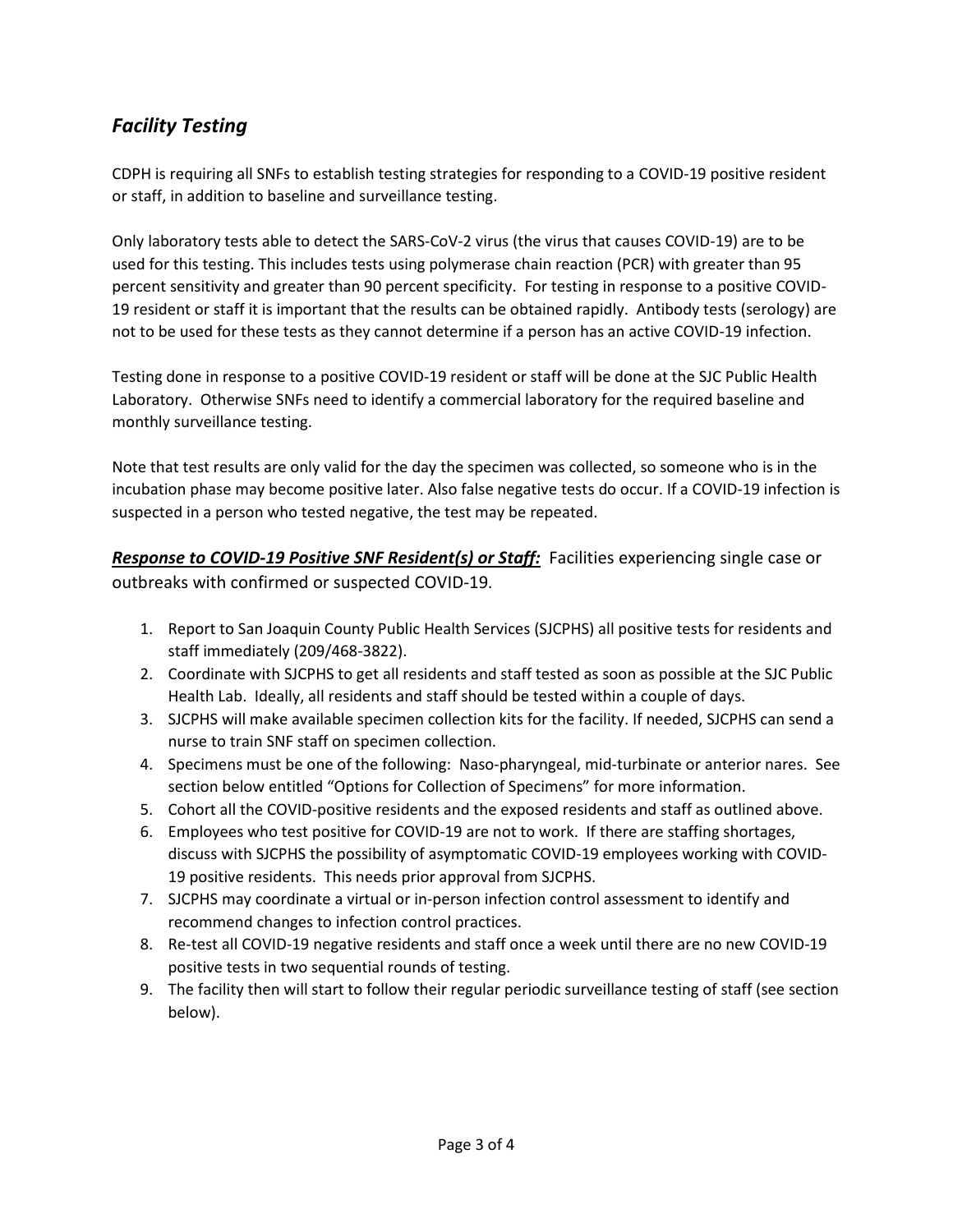## *Facility Testing*

CDPH is requiring all SNFs to establish testing strategies for responding to a COVID-19 positive resident or staff, in addition to baseline and surveillance testing.

Only laboratory tests able to detect the SARS-CoV-2 virus (the virus that causes COVID-19) are to be used for this testing. This includes tests using polymerase chain reaction (PCR) with greater than 95 percent sensitivity and greater than 90 percent specificity. For testing in response to a positive COVID-19 resident or staff it is important that the results can be obtained rapidly. Antibody tests (serology) are not to be used for these tests as they cannot determine if a person has an active COVID-19 infection.

Testing done in response to a positive COVID-19 resident or staff will be done at the SJC Public Health Laboratory. Otherwise SNFs need to identify a commercial laboratory for the required baseline and monthly surveillance testing.

Note that test results are only valid for the day the specimen was collected, so someone who is in the incubation phase may become positive later. Also false negative tests do occur. If a COVID-19 infection is suspected in a person who tested negative, the test may be repeated.

***Response to COVID-19 Positive SNF Resident(s) or Staff:*** Facilities experiencing single case or outbreaks with confirmed or suspected COVID-19.

1. Report to San Joaquin County Public Health Services (SJCPHS) all positive tests for residents and staff immediately (209/468-3822).
2. Coordinate with SJCPHS to get all residents and staff tested as soon as possible at the SJC Public Health Lab. Ideally, all residents and staff should be tested within a couple of days.
3. SJCPHS will make available specimen collection kits for the facility. If needed, SJCPHS can send a nurse to train SNF staff on specimen collection.
4. Specimens must be one of the following: Naso-pharyngeal, mid-turbinate or anterior nares. See section below entitled "Options for Collection of Specimens" for more information.
5. Cohort all the COVID-positive residents and the exposed residents and staff as outlined above.
6. Employees who test positive for COVID-19 are not to work. If there are staffing shortages, discuss with SJCPHS the possibility of asymptomatic COVID-19 employees working with COVID-19 positive residents. This needs prior approval from SJCPHS.
7. SJCPHS may coordinate a virtual or in-person infection control assessment to identify and recommend changes to infection control practices.
8. Re-test all COVID-19 negative residents and staff once a week until there are no new COVID-19 positive tests in two sequential rounds of testing.
9. The facility then will start to follow their regular periodic surveillance testing of staff (see section below).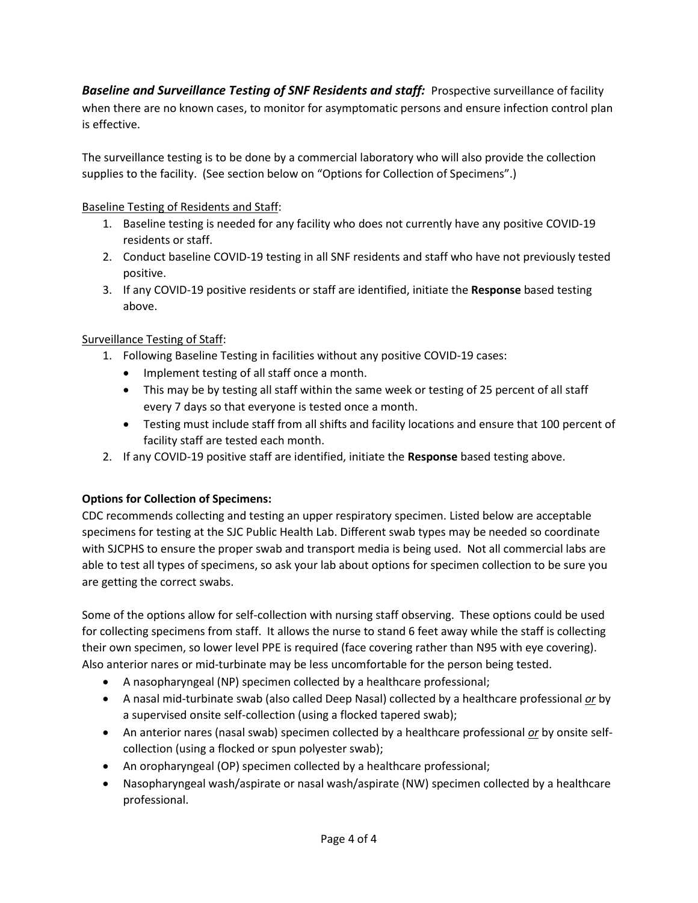***Baseline and Surveillance Testing of SNF Residents and staff:*** Prospective surveillance of facility when there are no known cases, to monitor for asymptomatic persons and ensure infection control plan is effective.

The surveillance testing is to be done by a commercial laboratory who will also provide the collection supplies to the facility. (See section below on "Options for Collection of Specimens".)

Baseline Testing of Residents and Staff:

1. Baseline testing is needed for any facility who does not currently have any positive COVID-19 residents or staff.
2. Conduct baseline COVID-19 testing in all SNF residents and staff who have not previously tested positive.
3. If any COVID-19 positive residents or staff are identified, initiate the **Response** based testing above.

Surveillance Testing of Staff:

1. Following Baseline Testing in facilities without any positive COVID-19 cases:
   - Implement testing of all staff once a month.
   - This may be by testing all staff within the same week or testing of 25 percent of all staff every 7 days so that everyone is tested once a month.
   - Testing must include staff from all shifts and facility locations and ensure that 100 percent of facility staff are tested each month.
2. If any COVID-19 positive staff are identified, initiate the **Response** based testing above.

**Options for Collection of Specimens:**

CDC recommends collecting and testing an upper respiratory specimen. Listed below are acceptable specimens for testing at the SJC Public Health Lab. Different swab types may be needed so coordinate with SJCPHS to ensure the proper swab and transport media is being used. Not all commercial labs are able to test all types of specimens, so ask your lab about options for specimen collection to be sure you are getting the correct swabs.

Some of the options allow for self-collection with nursing staff observing. These options could be used for collecting specimens from staff. It allows the nurse to stand 6 feet away while the staff is collecting their own specimen, so lower level PPE is required (face covering rather than N95 with eye covering). Also anterior nares or mid-turbinate may be less uncomfortable for the person being tested.

- A nasopharyngeal (NP) specimen collected by a healthcare professional;
- A nasal mid-turbinate swab (also called Deep Nasal) collected by a healthcare professional ***or*** by a supervised onsite self-collection (using a flocked tapered swab);
- An anterior nares (nasal swab) specimen collected by a healthcare professional ***or*** by onsite self-collection (using a flocked or spun polyester swab);
- An oropharyngeal (OP) specimen collected by a healthcare professional;
- Nasopharyngeal wash/aspirate or nasal wash/aspirate (NW) specimen collected by a healthcare professional.